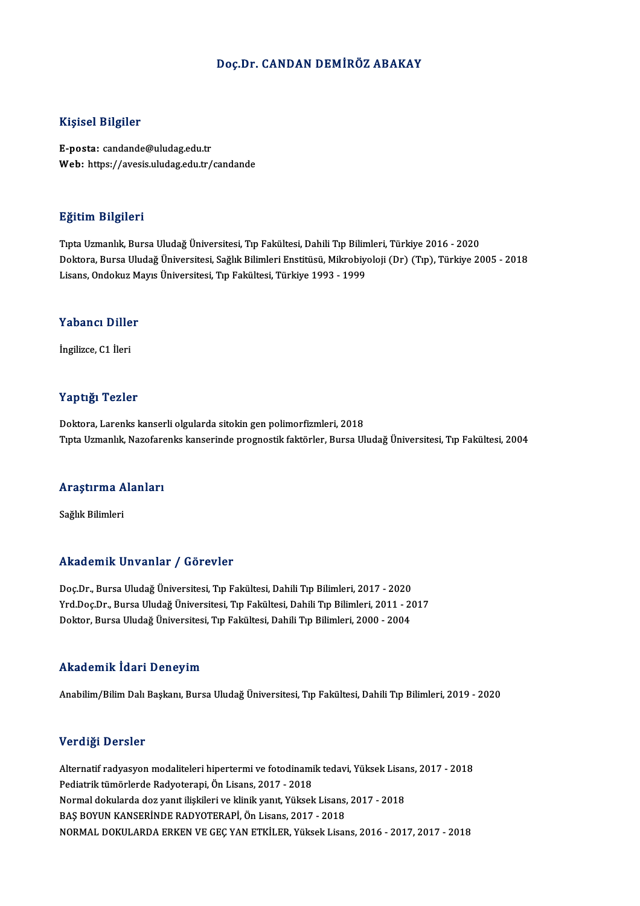# Doç.Dr. CANDAN DEMİRÖZ ABAKAY

## Kişisel Bilgiler

**E-posta:** candande@uludag.edu.tr
**Web:** https://avesis.uludag.edu.tr/candande

## Eğitim Bilgileri

Tıpta Uzmanlık, Bursa Uludağ Üniversitesi, Tıp Fakültesi, Dahili Tıp Bilimleri, Türkiye 2016 - 2020
Doktora, Bursa Uludağ Üniversitesi, Sağlık Bilimleri Enstitüsü, Mikrobiyoloji (Dr) (Tıp), Türkiye 2005 - 2018
Lisans, Ondokuz Mayıs Üniversitesi, Tıp Fakültesi, Türkiye 1993 - 1999

## Yabancı Diller

İngilizce, C1 İleri

## Yaptığı Tezler

Doktora, Larenks kanserli olgularda sitokin gen polimorfizmleri, 2018
Tıpta Uzmanlık, Nazofarenks kanserinde prognostik faktörler, Bursa Uludağ Üniversitesi, Tıp Fakültesi, 2004

## Araştırma Alanları

Sağlık Bilimleri

## Akademik Unvanlar / Görevler

Doç.Dr., Bursa Uludağ Üniversitesi, Tıp Fakültesi, Dahili Tıp Bilimleri, 2017 - 2020
Yrd.Doç.Dr., Bursa Uludağ Üniversitesi, Tıp Fakültesi, Dahili Tıp Bilimleri, 2011 - 2017
Doktor, Bursa Uludağ Üniversitesi, Tıp Fakültesi, Dahili Tıp Bilimleri, 2000 - 2004

## Akademik İdari Deneyim

Anabilim/Bilim Dalı Başkanı, Bursa Uludağ Üniversitesi, Tıp Fakültesi, Dahili Tıp Bilimleri, 2019 - 2020

## Verdiği Dersler

Alternatif radyasyon modaliteleri hipertermi ve fotodinamik tedavi, Yüksek Lisans, 2017 - 2018
Pediatrik tümörlerde Radyoterapi, Ön Lisans, 2017 - 2018
Normal dokularda doz yanıt ilişkileri ve klinik yanıt, Yüksek Lisans, 2017 - 2018
BAŞ BOYUN KANSERİNDE RADYOTERAPİ, Ön Lisans, 2017 - 2018
NORMAL DOKULARDA ERKEN VE GEÇ YAN ETKİLER, Yüksek Lisans, 2016 - 2017, 2017 - 2018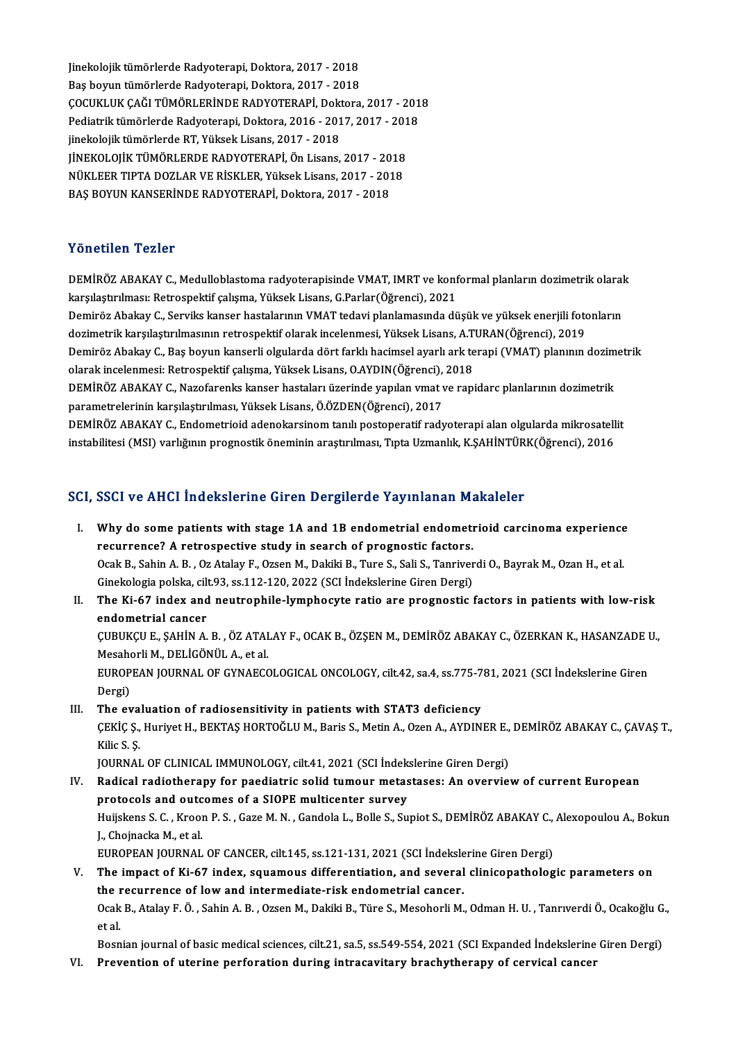Jinekolojik tümörlerde Radyoterapi, Doktora, 2017 - 2018
Baş boyun tümörlerde Radyoterapi, Doktora, 2017 - 2018
ÇOCUKLUK ÇAĞI TÜMÖRLERİNDE RADYOTERAPİ, Doktora, 2017 - 2018
Pediatrik tümörlerde Radyoterapi, Doktora, 2016 - 2017, 2017 - 2018
jinekolojik tümörlerde RT, Yüksek Lisans, 2017 - 2018
JİNEKOLOJİK TÜMÖRLERDE RADYOTERAPİ, Ön Lisans, 2017 - 2018
NÜKLEER TIPTA DOZLAR VE RİSKLER, Yüksek Lisans, 2017 - 2018
BAŞ BOYUN KANSERİNDE RADYOTERAPİ, Doktora, 2017 - 2018

## Yönetilen Tezler

DEMİRÖZ ABAKAY C., Medulloblastoma radyoterapisinde VMAT, IMRT ve konformal planların dozimetrik olarak karşılaştırılması: Retrospektif çalışma, Yüksek Lisans, G.Parlar(Öğrenci), 2021
Demiröz Abakay C., Serviks kanser hastalarının VMAT tedavi planlamasında düşük ve yüksek enerjili fotonların dozimetrik karşılaştırılmasının retrospektif olarak incelenmesi, Yüksek Lisans, A.TURAN(Öğrenci), 2019
Demiröz Abakay C., Baş boyun kanserli olgularda dört farklı hacimsel ayarlı ark terapi (VMAT) planının dozimetrik olarak incelenmesi: Retrospektif çalışma, Yüksek Lisans, O.AYDIN(Öğrenci), 2018
DEMİRÖZ ABAKAY C., Nazofarenks kanser hastaları üzerinde yapılan vmat ve rapidarc planlarının dozimetrik parametrelerinin karşılaştırılması, Yüksek Lisans, Ö.ÖZDEN(Öğrenci), 2017
DEMİRÖZ ABAKAY C., Endometrioid adenokarsinom tanılı postoperatif radyoterapi alan olgularda mikrosatellit instabilitesi (MSI) varlığının prognostik öneminin araştırılması, Tıpta Uzmanlık, K.ŞAHİNTÜRK(Öğrenci), 2016

## SCI, SSCI ve AHCI İndekslerine Giren Dergilerde Yayınlanan Makaleler

I. **Why do some patients with stage 1A and 1B endometrial endometrioid carcinoma experience recurrence? A retrospective study in search of prognostic factors.**
Ocak B., Sahin A. B. , Oz Atalay F., Ozsen M., Dakiki B., Ture S., Sali S., Tanriverdi O., Bayrak M., Ozan H., et al.
Ginekologia polska, cilt.93, ss.112-120, 2022 (SCI İndekslerine Giren Dergi)

II. **The Ki-67 index and neutrophile-lymphocyte ratio are prognostic factors in patients with low-risk endometrial cancer**
ÇUBUKÇU E., ŞAHİN A. B. , ÖZ ATALAY F., OCAK B., ÖZŞEN M., DEMİRÖZ ABAKAY C., ÖZERKAN K., HASANZADE U., Mesahorli M., DELİGÖNÜL A., et al.
EUROPEAN JOURNAL OF GYNAECOLOGICAL ONCOLOGY, cilt.42, sa.4, ss.775-781, 2021 (SCI İndekslerine Giren Dergi)

III. **The evaluation of radiosensitivity in patients with STAT3 deficiency**
ÇEKİÇ Ş., Huriyet H., BEKTAŞ HORTOĞLU M., Baris S., Metin A., Ozen A., AYDINER E., DEMİRÖZ ABAKAY C., ÇAVAŞ T., Kilic S. Ş.
JOURNAL OF CLINICAL IMMUNOLOGY, cilt.41, 2021 (SCI İndekslerine Giren Dergi)

IV. **Radical radiotherapy for paediatric solid tumour metastases: An overview of current European protocols and outcomes of a SIOPE multicenter survey**
Huijskens S. C. , Kroon P. S. , Gaze M. N. , Gandola L., Bolle S., Supiot S., DEMİRÖZ ABAKAY C., Alexopoulou A., Bokun J., Chojnacka M., et al.
EUROPEAN JOURNAL OF CANCER, cilt.145, ss.121-131, 2021 (SCI İndekslerine Giren Dergi)

V. **The impact of Ki-67 index, squamous differentiation, and several clinicopathologic parameters on the recurrence of low and intermediate-risk endometrial cancer.**
Ocak B., Atalay F. Ö. , Sahin A. B. , Ozsen M., Dakiki B., Türe S., Mesohorli M., Odman H. U. , Tanrıverdi Ö., Ocakoğlu G., et al.
Bosnian journal of basic medical sciences, cilt.21, sa.5, ss.549-554, 2021 (SCI Expanded İndekslerine Giren Dergi)

VI. **Prevention of uterine perforation during intracavitary brachytherapy of cervical cancer**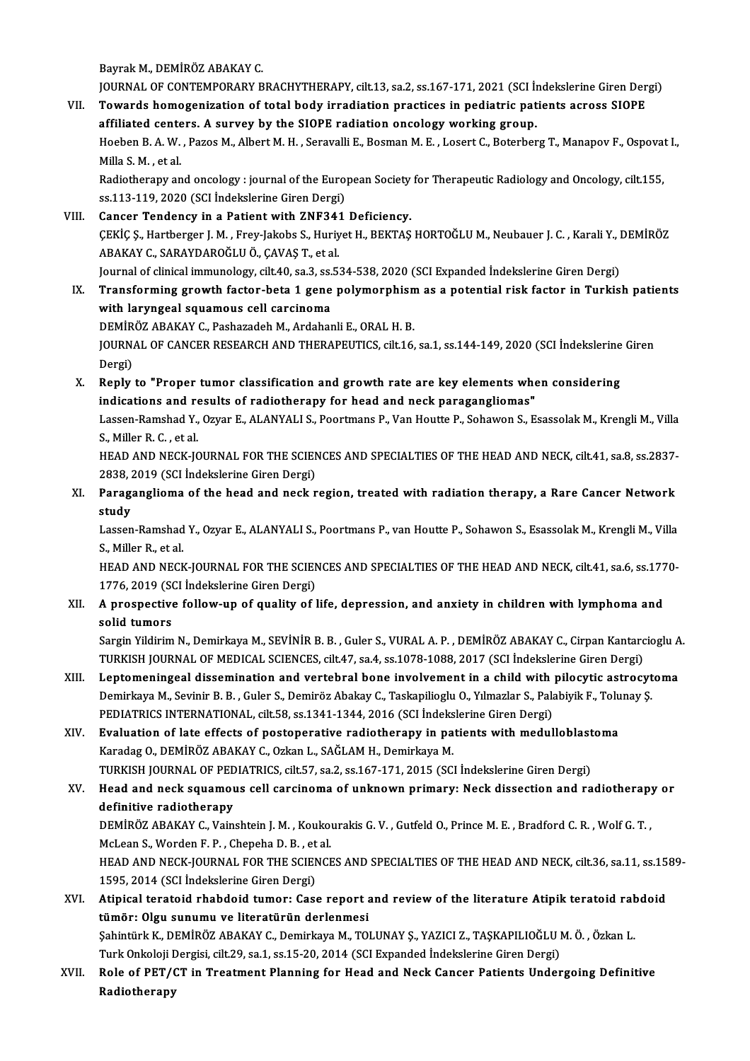Bayrak M., DEMİRÖZ ABAKAY C.
JOURNAL OF CONTEMPORARY BRACHYTHERAPY, cilt.13, sa.2, ss.167-171, 2021 (SCI İndekslerine Giren Dergi)

VII. **Towards homogenization of total body irradiation practices in pediatric patients across SIOPE affiliated centers. A survey by the SIOPE radiation oncology working group.**
Hoeben B. A. W. , Pazos M., Albert M. H. , Seravalli E., Bosman M. E. , Losert C., Boterberg T., Manapov F., Ospovat I., Milla S. M. , et al.
Radiotherapy and oncology : journal of the European Society for Therapeutic Radiology and Oncology, cilt.155, ss.113-119, 2020 (SCI İndekslerine Giren Dergi)

VIII. **Cancer Tendency in a Patient with ZNF341 Deficiency.**
ÇEKİÇ Ş., Hartberger J. M. , Frey-Jakobs S., Huriyet H., BEKTAŞ HORTOĞLU M., Neubauer J. C. , Karali Y., DEMİRÖZ ABAKAY C., SARAYDAROĞLU Ö., ÇAVAŞ T., et al.
Journal of clinical immunology, cilt.40, sa.3, ss.534-538, 2020 (SCI Expanded İndekslerine Giren Dergi)

IX. **Transforming growth factor-beta 1 gene polymorphism as a potential risk factor in Turkish patients with laryngeal squamous cell carcinoma**
DEMİRÖZ ABAKAY C., Pashazadeh M., Ardahanli E., ORAL H. B.
JOURNAL OF CANCER RESEARCH AND THERAPEUTICS, cilt.16, sa.1, ss.144-149, 2020 (SCI İndekslerine Giren Dergi)

X. **Reply to "Proper tumor classification and growth rate are key elements when considering indications and results of radiotherapy for head and neck paragangliomas"**
Lassen-Ramshad Y., Ozyar E., ALANYALI S., Poortmans P., Van Houtte P., Sohawon S., Esassolak M., Krengli M., Villa S., Miller R. C. , et al.
HEAD AND NECK-JOURNAL FOR THE SCIENCES AND SPECIALTIES OF THE HEAD AND NECK, cilt.41, sa.8, ss.2837-2838, 2019 (SCI İndekslerine Giren Dergi)

XI. **Paraganglioma of the head and neck region, treated with radiation therapy, a Rare Cancer Network study**
Lassen-Ramshad Y., Ozyar E., ALANYALI S., Poortmans P., van Houtte P., Sohawon S., Esassolak M., Krengli M., Villa S., Miller R., et al.
HEAD AND NECK-JOURNAL FOR THE SCIENCES AND SPECIALTIES OF THE HEAD AND NECK, cilt.41, sa.6, ss.1770-1776, 2019 (SCI İndekslerine Giren Dergi)

XII. **A prospective follow-up of quality of life, depression, and anxiety in children with lymphoma and solid tumors**
Sargin Yildirim N., Demirkaya M., SEVİNİR B. B. , Guler S., VURAL A. P. , DEMİRÖZ ABAKAY C., Cirpan Kantarcioglu A.
TURKISH JOURNAL OF MEDICAL SCIENCES, cilt.47, sa.4, ss.1078-1088, 2017 (SCI İndekslerine Giren Dergi)

XIII. **Leptomeningeal dissemination and vertebral bone involvement in a child with pilocytic astrocytoma**
Demirkaya M., Sevinir B. B. , Guler S., Demiröz Abakay C., Taskapilioglu O., Yılmazlar S., Palabiyik F., Tolunay Ş.
PEDIATRICS INTERNATIONAL, cilt.58, ss.1341-1344, 2016 (SCI İndekslerine Giren Dergi)

XIV. **Evaluation of late effects of postoperative radiotherapy in patients with medulloblastoma**
Karadag O., DEMİRÖZ ABAKAY C., Ozkan L., SAĞLAM H., Demirkaya M.
TURKISH JOURNAL OF PEDIATRICS, cilt.57, sa.2, ss.167-171, 2015 (SCI İndekslerine Giren Dergi)

XV. **Head and neck squamous cell carcinoma of unknown primary: Neck dissection and radiotherapy or definitive radiotherapy**
DEMİRÖZ ABAKAY C., Vainshtein J. M. , Koukourakis G. V. , Gutfeld O., Prince M. E. , Bradford C. R. , Wolf G. T. , McLean S., Worden F. P. , Chepeha D. B. , et al.
HEAD AND NECK-JOURNAL FOR THE SCIENCES AND SPECIALTIES OF THE HEAD AND NECK, cilt.36, sa.11, ss.1589-1595, 2014 (SCI İndekslerine Giren Dergi)

XVI. **Atipical teratoid rhabdoid tumor: Case report and review of the literature Atipik teratoid rabdoid tümör: Olgu sunumu ve literatürün derlenmesi**
Şahintürk K., DEMİRÖZ ABAKAY C., Demirkaya M., TOLUNAY Ş., YAZICI Z., TAŞKAPILIOĞLU M. Ö. , Özkan L.
Turk Onkoloji Dergisi, cilt.29, sa.1, ss.15-20, 2014 (SCI Expanded İndekslerine Giren Dergi)

XVII. **Role of PET/CT in Treatment Planning for Head and Neck Cancer Patients Undergoing Definitive Radiotherapy**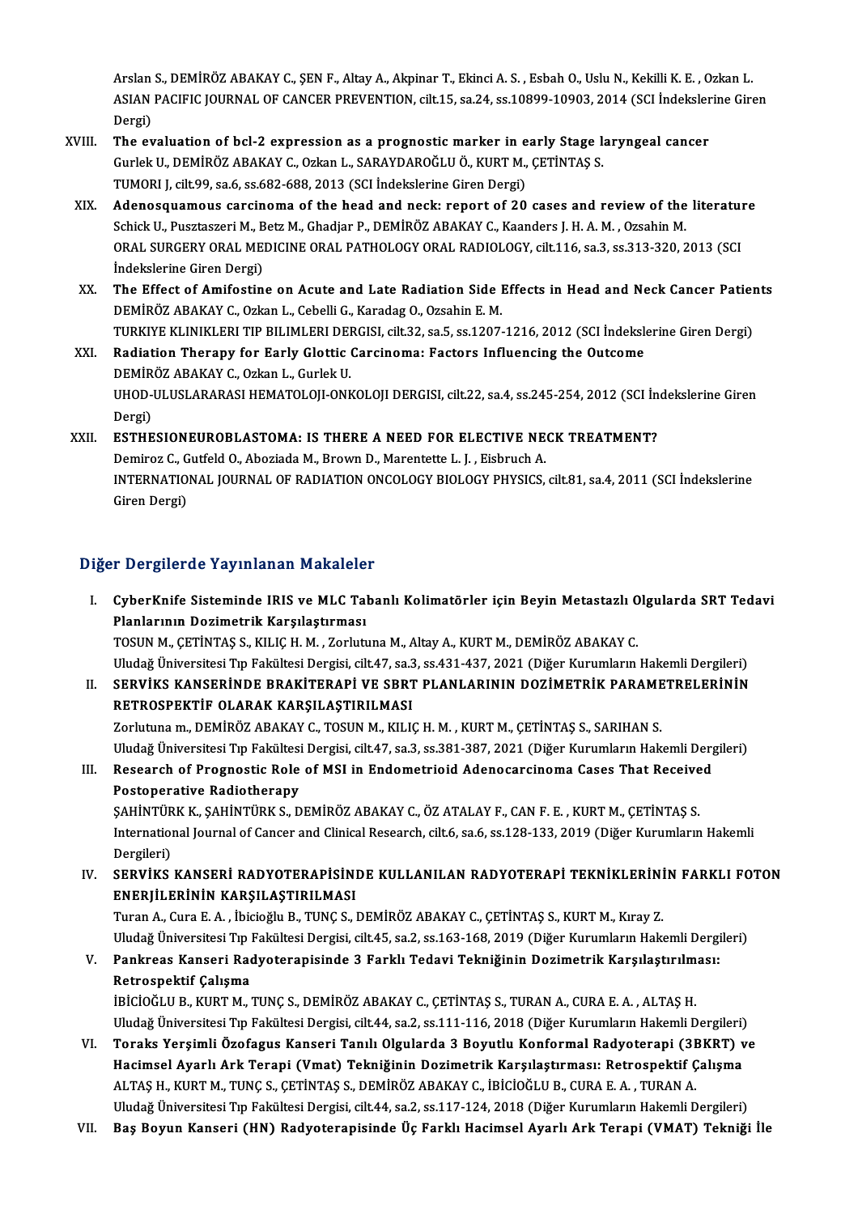Arslan S., DEMİRÖZ ABAKAY C., ŞEN F., Altay A., Akpinar T., Ekinci A. S. , Esbah O., Uslu N., Kekilli K. E. , Ozkan L.
ASIAN PACIFIC JOURNAL OF CANCER PREVENTION, cilt.15, sa.24, ss.10899-10903, 2014 (SCI İndekslerine Giren Dergi)

XVIII. **The evaluation of bcl-2 expression as a prognostic marker in early Stage laryngeal cancer**
Gurlek U., DEMİRÖZ ABAKAY C., Ozkan L., SARAYDAROĞLU Ö., KURT M., ÇETİNTAŞ S.
TUMORI J, cilt.99, sa.6, ss.682-688, 2013 (SCI İndekslerine Giren Dergi)

XIX. **Adenosquamous carcinoma of the head and neck: report of 20 cases and review of the literature**
Schick U., Pusztaszeri M., Betz M., Ghadjar P., DEMİRÖZ ABAKAY C., Kaanders J. H. A. M. , Ozsahin M.
ORAL SURGERY ORAL MEDICINE ORAL PATHOLOGY ORAL RADIOLOGY, cilt.116, sa.3, ss.313-320, 2013 (SCI İndekslerine Giren Dergi)

XX. **The Effect of Amifostine on Acute and Late Radiation Side Effects in Head and Neck Cancer Patients**
DEMİRÖZ ABAKAY C., Ozkan L., Cebelli G., Karadag O., Ozsahin E. M.
TURKIYE KLINIKLERI TIP BILIMLERI DERGISI, cilt.32, sa.5, ss.1207-1216, 2012 (SCI İndekslerine Giren Dergi)

XXI. **Radiation Therapy for Early Glottic Carcinoma: Factors Influencing the Outcome**
DEMİRÖZ ABAKAY C., Ozkan L., Gurlek U.
UHOD-ULUSLARARASI HEMATOLOJI-ONKOLOJI DERGISI, cilt.22, sa.4, ss.245-254, 2012 (SCI İndekslerine Giren Dergi)

XXII. **ESTHESIONEUROBLASTOMA: IS THERE A NEED FOR ELECTIVE NECK TREATMENT?**
Demiroz C., Gutfeld O., Aboziada M., Brown D., Marentette L. J. , Eisbruch A.
INTERNATIONAL JOURNAL OF RADIATION ONCOLOGY BIOLOGY PHYSICS, cilt.81, sa.4, 2011 (SCI İndekslerine Giren Dergi)

## Diğer Dergilerde Yayınlanan Makaleler

I. **CyberKnife Sisteminde IRIS ve MLC Tabanlı Kolimatörler için Beyin Metastazlı Olgularda SRT Tedavi Planlarının Dozimetrik Karşılaştırması**
TOSUN M., ÇETİNTAŞ S., KILIÇ H. M. , Zorlutuna M., Altay A., KURT M., DEMİRÖZ ABAKAY C.
Uludağ Üniversitesi Tıp Fakültesi Dergisi, cilt.47, sa.3, ss.431-437, 2021 (Diğer Kurumların Hakemli Dergileri)

II. **SERVİKS KANSERİNDE BRAKİTERAPİ VE SBRT PLANLARININ DOZİMETRİK PARAMETRELERİNİN RETROSPEKTİF OLARAK KARŞILAŞTIRILMASI**
Zorlutuna m., DEMİRÖZ ABAKAY C., TOSUN M., KILIÇ H. M. , KURT M., ÇETİNTAŞ S., SARIHAN S.
Uludağ Üniversitesi Tıp Fakültesi Dergisi, cilt.47, sa.3, ss.381-387, 2021 (Diğer Kurumların Hakemli Dergileri)

III. **Research of Prognostic Role of MSI in Endometrioid Adenocarcinoma Cases That Received Postoperative Radiotherapy**
ŞAHİNTÜRK K., ŞAHİNTÜRK S., DEMİRÖZ ABAKAY C., ÖZ ATALAY F., CAN F. E. , KURT M., ÇETİNTAŞ S.
International Journal of Cancer and Clinical Research, cilt.6, sa.6, ss.128-133, 2019 (Diğer Kurumların Hakemli Dergileri)

IV. **SERVİKS KANSERİ RADYOTERAPİSİNDE KULLANILAN RADYOTERAPİ TEKNİKLERİNİN FARKLI FOTON ENERJİLERİNİN KARŞILAŞTIRILMASI**
Turan A., Cura E. A. , İbicioğlu B., TUNÇ S., DEMİRÖZ ABAKAY C., ÇETİNTAŞ S., KURT M., Kıray Z.
Uludağ Üniversitesi Tıp Fakültesi Dergisi, cilt.45, sa.2, ss.163-168, 2019 (Diğer Kurumların Hakemli Dergileri)

V. **Pankreas Kanseri Radyoterapisinde 3 Farklı Tedavi Tekniğinin Dozimetrik Karşılaştırılması: Retrospektif Çalışma**
İBİCİOĞLU B., KURT M., TUNÇ S., DEMİRÖZ ABAKAY C., ÇETİNTAŞ S., TURAN A., CURA E. A. , ALTAŞ H.
Uludağ Üniversitesi Tıp Fakültesi Dergisi, cilt.44, sa.2, ss.111-116, 2018 (Diğer Kurumların Hakemli Dergileri)

VI. **Toraks Yerşimli Özofagus Kanseri Tanılı Olgularda 3 Boyutlu Konformal Radyoterapi (3BKRT) ve Hacimsel Ayarlı Ark Terapi (Vmat) Tekniğinin Dozimetrik Karşılaştırması: Retrospektif Çalışma**
ALTAŞ H., KURT M., TUNÇ S., ÇETİNTAŞ S., DEMİRÖZ ABAKAY C., İBİCİOĞLU B., CURA E. A. , TURAN A.
Uludağ Üniversitesi Tıp Fakültesi Dergisi, cilt.44, sa.2, ss.117-124, 2018 (Diğer Kurumların Hakemli Dergileri)

VII. **Baş Boyun Kanseri (HN) Radyoterapisinde Üç Farklı Hacimsel Ayarlı Ark Terapi (VMAT) Tekniği İle**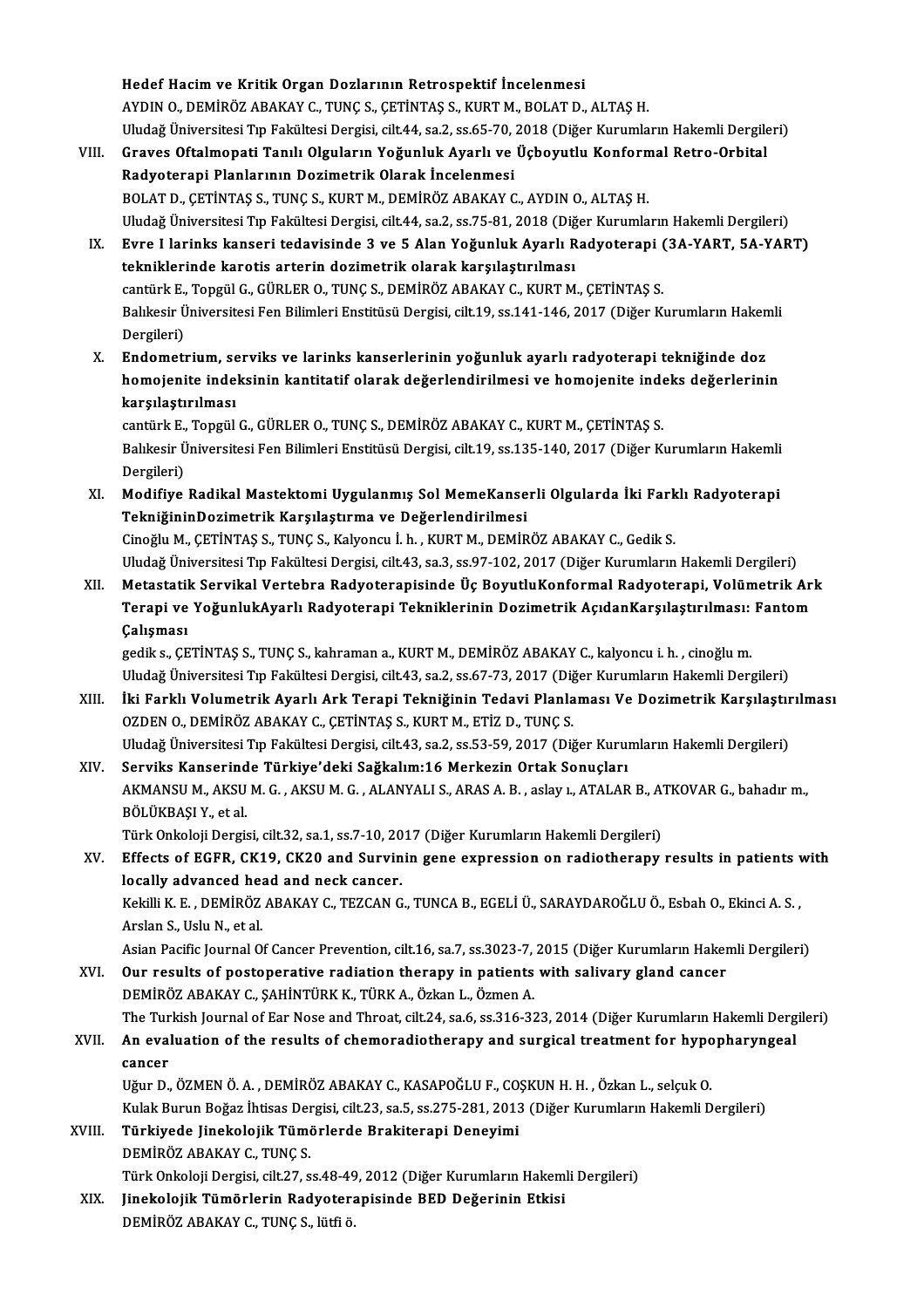**Hedef Hacim ve Kritik Organ Dozlarının Retrospektif İncelenmesi**
AYDIN O., DEMİRÖZ ABAKAY C., TUNÇ S., ÇETİNTAŞ S., KURT M., BOLAT D., ALTAŞ H.
Uludağ Üniversitesi Tıp Fakültesi Dergisi, cilt.44, sa.2, ss.65-70, 2018 (Diğer Kurumların Hakemli Dergileri)

VIII. **Graves Oftalmopati Tanılı Olguların Yoğunluk Ayarlı ve Üçboyutlu Konformal Retro-Orbital Radyoterapi Planlarının Dozimetrik Olarak İncelenmesi**
BOLAT D., ÇETİNTAŞ S., TUNÇ S., KURT M., DEMİRÖZ ABAKAY C., AYDIN O., ALTAŞ H.
Uludağ Üniversitesi Tıp Fakültesi Dergisi, cilt.44, sa.2, ss.75-81, 2018 (Diğer Kurumların Hakemli Dergileri)

IX. **Evre I larinks kanseri tedavisinde 3 ve 5 Alan Yoğunluk Ayarlı Radyoterapi (3A-YART, 5A-YART) tekniklerinde karotis arterin dozimetrik olarak karşılaştırılması**
cantürk E., Topgül G., GÜRLER O., TUNÇ S., DEMİRÖZ ABAKAY C., KURT M., ÇETİNTAŞ S.
Balıkesir Üniversitesi Fen Bilimleri Enstitüsü Dergisi, cilt.19, ss.141-146, 2017 (Diğer Kurumların Hakemli Dergileri)

X. **Endometrium, serviks ve larinks kanserlerinin yoğunluk ayarlı radyoterapi tekniğinde doz homojenite indeksinin kantitatif olarak değerlendirilmesi ve homojenite indeks değerlerinin karşılaştırılması**
cantürk E., Topgül G., GÜRLER O., TUNÇ S., DEMİRÖZ ABAKAY C., KURT M., ÇETİNTAŞ S.
Balıkesir Üniversitesi Fen Bilimleri Enstitüsü Dergisi, cilt.19, ss.135-140, 2017 (Diğer Kurumların Hakemli Dergileri)

XI. **Modifiye Radikal Mastektomi Uygulanmış Sol MemeKanserli Olgularda İki Farklı Radyoterapi TekniğininDozimetrik Karşılaştırma ve Değerlendirilmesi**
Cinoğlu M., ÇETİNTAŞ S., TUNÇ S., Kalyoncu İ. h. , KURT M., DEMİRÖZ ABAKAY C., Gedik S.
Uludağ Üniversitesi Tıp Fakültesi Dergisi, cilt.43, sa.3, ss.97-102, 2017 (Diğer Kurumların Hakemli Dergileri)

XII. **Metastatik Servikal Vertebra Radyoterapisinde Üç BoyutluKonformal Radyoterapi, Volümetrik Ark Terapi ve YoğunlukAyarlı Radyoterapi Tekniklerinin Dozimetrik AçıdanKarşılaştırılması: Fantom Çalışması**
gedik s., ÇETİNTAŞ S., TUNÇ S., kahraman a., KURT M., DEMİRÖZ ABAKAY C., kalyoncu i. h. , cinoğlu m.
Uludağ Üniversitesi Tıp Fakültesi Dergisi, cilt.43, sa.2, ss.67-73, 2017 (Diğer Kurumların Hakemli Dergileri)

XIII. **İki Farklı Volumetrik Ayarlı Ark Terapi Tekniğinin Tedavi Planlaması Ve Dozimetrik Karşılaştırılması**
OZDEN O., DEMİRÖZ ABAKAY C., ÇETİNTAŞ S., KURT M., ETİZ D., TUNÇ S.
Uludağ Üniversitesi Tıp Fakültesi Dergisi, cilt.43, sa.2, ss.53-59, 2017 (Diğer Kurumların Hakemli Dergileri)

XIV. **Serviks Kanserinde Türkiye'deki Sağkalım:16 Merkezin Ortak Sonuçları**
AKMANSU M., AKSU M. G. , AKSU M. G. , ALANYALI S., ARAS A. B. , aslay ı., ATALAR B., ATKOVAR G., bahadır m., BÖLÜKBAŞI Y., et al.
Türk Onkoloji Dergisi, cilt.32, sa.1, ss.7-10, 2017 (Diğer Kurumların Hakemli Dergileri)

XV. **Effects of EGFR, CK19, CK20 and Survinin gene expression on radiotherapy results in patients with locally advanced head and neck cancer.**
Kekilli K. E. , DEMİRÖZ ABAKAY C., TEZCAN G., TUNCA B., EGELİ Ü., SARAYDAROĞLU Ö., Esbah O., Ekinci A. S. , Arslan S., Uslu N., et al.
Asian Pacific Journal Of Cancer Prevention, cilt.16, sa.7, ss.3023-7, 2015 (Diğer Kurumların Hakemli Dergileri)

XVI. **Our results of postoperative radiation therapy in patients with salivary gland cancer**
DEMİRÖZ ABAKAY C., ŞAHİNTÜRK K., TÜRK A., Özkan L., Özmen A.
The Turkish Journal of Ear Nose and Throat, cilt.24, sa.6, ss.316-323, 2014 (Diğer Kurumların Hakemli Dergileri)

XVII. **An evaluation of the results of chemoradiotherapy and surgical treatment for hypopharyngeal cancer**
Uğur D., ÖZMEN Ö. A. , DEMİRÖZ ABAKAY C., KASAPOĞLU F., COŞKUN H. H. , Özkan L., selçuk O.
Kulak Burun Boğaz İhtisas Dergisi, cilt.23, sa.5, ss.275-281, 2013 (Diğer Kurumların Hakemli Dergileri)

XVIII. **Türkiyede Jinekolojik Tümörlerde Brakiterapi Deneyimi**
DEMİRÖZ ABAKAY C., TUNÇ S.
Türk Onkoloji Dergisi, cilt.27, ss.48-49, 2012 (Diğer Kurumların Hakemli Dergileri)

XIX. **Jinekolojik Tümörlerin Radyoterapisinde BED Değerinin Etkisi**
DEMİRÖZ ABAKAY C., TUNÇ S., lütfi ö.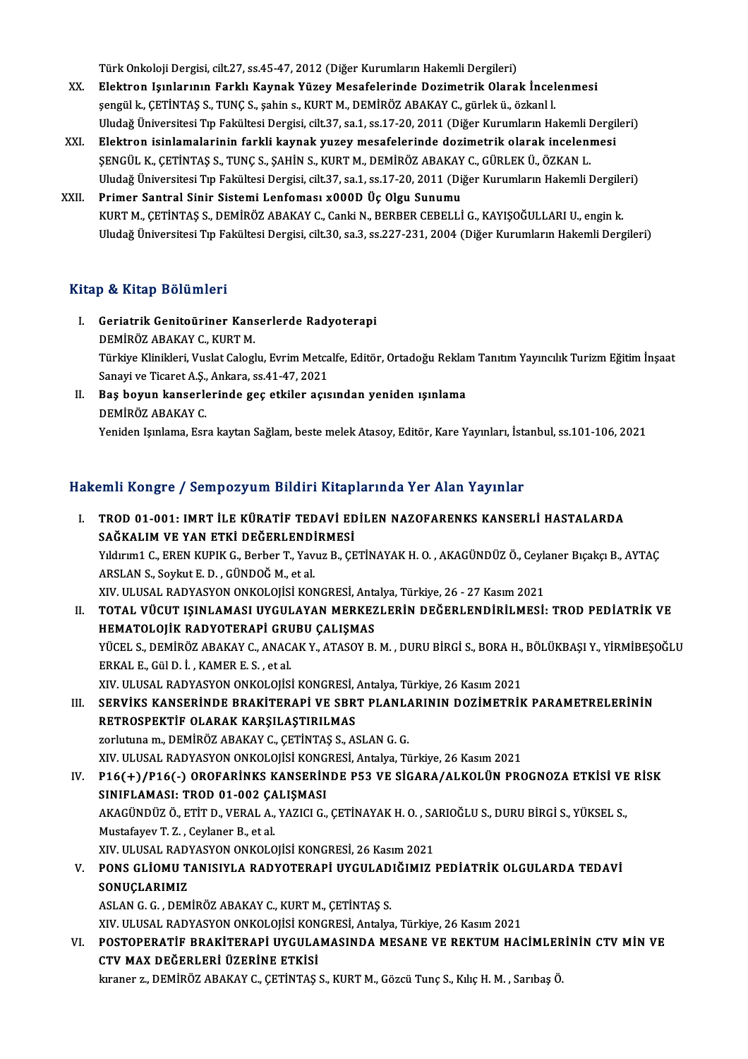Türk Onkoloji Dergisi, cilt.27, ss.45-47, 2012 (Diğer Kurumların Hakemli Dergileri)

XX. **Elektron Işınlarının Farklı Kaynak Yüzey Mesafelerinde Dozimetrik Olarak İncelenmesi**
şengül k., ÇETİNTAŞ S., TUNÇ S., şahin s., KURT M., DEMİRÖZ ABAKAY C., gürlek ü., özkanl l.
Uludağ Üniversitesi Tıp Fakültesi Dergisi, cilt.37, sa.1, ss.17-20, 2011 (Diğer Kurumların Hakemli Dergileri)

XXI. **Elektron isinlamalarinin farkli kaynak yuzey mesafelerinde dozimetrik olarak incelenmesi**
ŞENGÜL K., ÇETİNTAŞ S., TUNÇ S., ŞAHİN S., KURT M., DEMİRÖZ ABAKAY C., GÜRLEK Ü., ÖZKAN L.
Uludağ Üniversitesi Tıp Fakültesi Dergisi, cilt.37, sa.1, ss.17-20, 2011 (Diğer Kurumların Hakemli Dergileri)

XXII. **Primer Santral Sinir Sistemi Lenfoması x000D Üç Olgu Sunumu**
KURT M., ÇETİNTAŞ S., DEMİRÖZ ABAKAY C., Canki N., BERBER CEBELLİ G., KAYIŞOĞULLARI U., engin k.
Uludağ Üniversitesi Tıp Fakültesi Dergisi, cilt.30, sa.3, ss.227-231, 2004 (Diğer Kurumların Hakemli Dergileri)

## Kitap & Kitap Bölümleri

I. **Geriatrik Genitoüriner Kanserlerde Radyoterapi**
DEMİRÖZ ABAKAY C., KURT M.
Türkiye Klinikleri, Vuslat Caloglu, Evrim Metcalfe, Editör, Ortadoğu Reklam Tanıtım Yayıncılık Turizm Eğitim İnşaat Sanayi ve Ticaret A.Ş., Ankara, ss.41-47, 2021

II. **Baş boyun kanserlerinde geç etkiler açısından yeniden ışınlama**
DEMİRÖZ ABAKAY C.
Yeniden Işınlama, Esra kaytan Sağlam, beste melek Atasoy, Editör, Kare Yayınları, İstanbul, ss.101-106, 2021

## Hakemli Kongre / Sempozyum Bildiri Kitaplarında Yer Alan Yayınlar

I. **TROD 01-001: IMRT İLE KÜRATİF TEDAVİ EDİLEN NAZOFARENKS KANSERLİ HASTALARDA SAĞKALIM VE YAN ETKİ DEĞERLENDİRMESİ**
Yıldırım1 C., EREN KUPIK G., Berber T., Yavuz B., ÇETİNAYAK H. O. , AKAGÜNDÜZ Ö., Ceylaner Bıçakçı B., AYTAÇ ARSLAN S., Soykut E. D. , GÜNDOĞ M., et al.
XIV. ULUSAL RADYASYON ONKOLOJİSİ KONGRESİ, Antalya, Türkiye, 26 - 27 Kasım 2021

II. **TOTAL VÜCUT IŞINLAMASI UYGULAYAN MERKEZLERİN DEĞERLENDİRİLMESİ: TROD PEDİATRİK VE HEMATOLOJİK RADYOTERAPİ GRUBU ÇALIŞMAS**
YÜCEL S., DEMİRÖZ ABAKAY C., ANACAK Y., ATASOY B. M. , DURU BİRGİ S., BORA H., BÖLÜKBAŞI Y., YİRMİBEŞOĞLU ERKAL E., Gül D. İ. , KAMER E. S. , et al.
XIV. ULUSAL RADYASYON ONKOLOJİSİ KONGRESİ, Antalya, Türkiye, 26 Kasım 2021

III. **SERVİKS KANSERİNDE BRAKİTERAPİ VE SBRT PLANLARININ DOZİMETRİK PARAMETRELERİNİN RETROSPEKTİF OLARAK KARŞILAŞTIRILMAS**
zorlutuna m., DEMİRÖZ ABAKAY C., ÇETİNTAŞ S., ASLAN G. G.
XIV. ULUSAL RADYASYON ONKOLOJİSİ KONGRESİ, Antalya, Türkiye, 26 Kasım 2021

IV. **P16(+)/P16(-) OROFARİNKS KANSERİNDE P53 VE SİGARA/ALKOLÜN PROGNOZA ETKİSİ VE RİSK SINIFLAMASI: TROD 01-002 ÇALIŞMASI**
AKAGÜNDÜZ Ö., ETİT D., VERAL A., YAZICI G., ÇETİNAYAK H. O. , SARIOĞLU S., DURU BİRGİ S., YÜKSEL S., Mustafayev T. Z. , Ceylaner B., et al.
XIV. ULUSAL RADYASYON ONKOLOJİSİ KONGRESİ, 26 Kasım 2021

V. **PONS GLİOMU TANISIYLA RADYOTERAPİ UYGULADIĞIMIZ PEDİATRİK OLGULARDA TEDAVİ SONUÇLARIMIZ**
ASLAN G. G. , DEMİRÖZ ABAKAY C., KURT M., ÇETİNTAŞ S.
XIV. ULUSAL RADYASYON ONKOLOJİSİ KONGRESİ, Antalya, Türkiye, 26 Kasım 2021

VI. **POSTOPERATİF BRAKİTERAPİ UYGULAMASINDA MESANE VE REKTUM HACİMLERİNİN CTV MİN VE CTV MAX DEĞERLERİ ÜZERİNE ETKİSİ**
kıraner z., DEMİRÖZ ABAKAY C., ÇETİNTAŞ S., KURT M., Gözcü Tunç S., Kılıç H. M. , Sarıbaş Ö.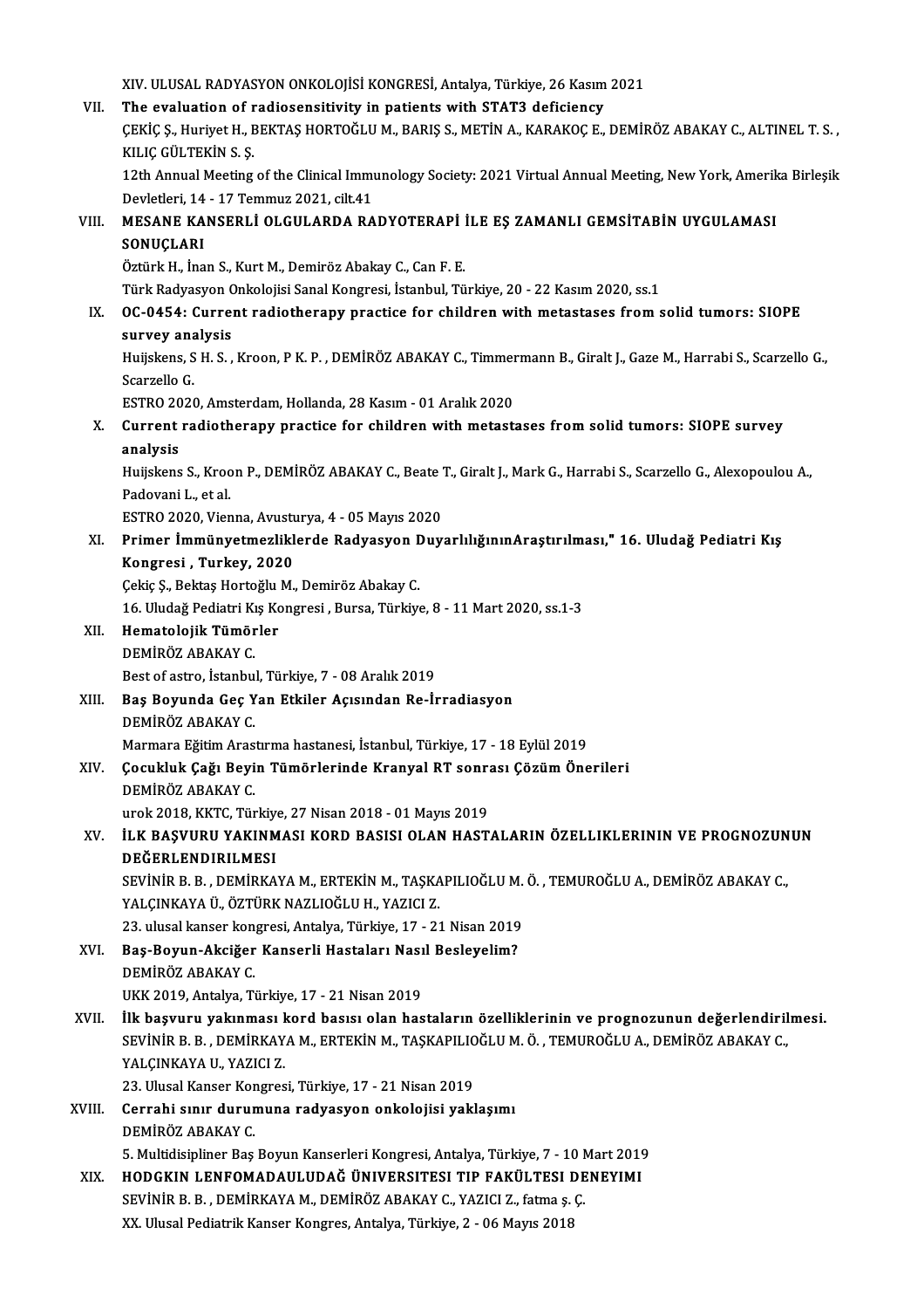XIV. ULUSAL RADYASYON ONKOLOJİSİ KONGRESİ, Antalya, Türkiye, 26 Kasım 2021

VII. **The evaluation of radiosensitivity in patients with STAT3 deficiency**
ÇEKİÇ Ş., Huriyet H., BEKTAŞ HORTOĞLU M., BARIŞ S., METİN A., KARAKOÇ E., DEMİRÖZ ABAKAY C., ALTINEL T. S., KILIÇ GÜLTEKİN S. Ş.
12th Annual Meeting of the Clinical Immunology Society: 2021 Virtual Annual Meeting, New York, Amerika Birleşik Devletleri, 14 - 17 Temmuz 2021, cilt.41

VIII. **MESANE KANSERLİ OLGULARDA RADYOTERAPİ İLE EŞ ZAMANLI GEMSİTABİN UYGULAMASI SONUÇLARI**
Öztürk H., İnan S., Kurt M., Demiröz Abakay C., Can F. E.
Türk Radyasyon Onkolojisi Sanal Kongresi, İstanbul, Türkiye, 20 - 22 Kasım 2020, ss.1

IX. **OC-0454: Current radiotherapy practice for children with metastases from solid tumors: SIOPE survey analysis**
Huijskens, S H. S. , Kroon, P K. P. , DEMİRÖZ ABAKAY C., Timmermann B., Giralt J., Gaze M., Harrabi S., Scarzello G., Scarzello G.
ESTRO 2020, Amsterdam, Hollanda, 28 Kasım - 01 Aralık 2020

X. **Current radiotherapy practice for children with metastases from solid tumors: SIOPE survey analysis**
Huijskens S., Kroon P., DEMİRÖZ ABAKAY C., Beate T., Giralt J., Mark G., Harrabi S., Scarzello G., Alexopoulou A., Padovani L., et al.
ESTRO 2020, Vienna, Avusturya, 4 - 05 Mayıs 2020

XI. **Primer İmmünyetmezliklerde Radyasyon DuyarlılığınınAraştırılması," 16. Uludağ Pediatri Kış Kongresi , Turkey, 2020**
Çekiç Ş., Bektaş Hortoğlu M., Demiröz Abakay C.
16. Uludağ Pediatri Kış Kongresi , Bursa, Türkiye, 8 - 11 Mart 2020, ss.1-3

XII. **Hematolojik Tümörler**
DEMİRÖZ ABAKAY C.
Best of astro, İstanbul, Türkiye, 7 - 08 Aralık 2019

XIII. **Baş Boyunda Geç Yan Etkiler Açısından Re-İrradiasyon**
DEMİRÖZ ABAKAY C.
Marmara Eğitim Arastırma hastanesi, İstanbul, Türkiye, 17 - 18 Eylül 2019

XIV. **Çocukluk Çağı Beyin Tümörlerinde Kranyal RT sonrası Çözüm Önerileri**
DEMİRÖZ ABAKAY C.
urok 2018, KKTC, Türkiye, 27 Nisan 2018 - 01 Mayıs 2019

XV. **İLK BAŞVURU YAKINMASI KORD BASISI OLAN HASTALARIN ÖZELLIKLERININ VE PROGNOZUNUN DEĞERLENDIRILMESI**
SEVİNİR B. B. , DEMİRKAYA M., ERTEKİN M., TAŞKAPILIOĞLU M. Ö. , TEMUROĞLU A., DEMİRÖZ ABAKAY C., YALÇINKAYA Ü., ÖZTÜRK NAZLIOĞLU H., YAZICI Z.
23. ulusal kanser kongresi, Antalya, Türkiye, 17 - 21 Nisan 2019

XVI. **Baş-Boyun-Akciğer Kanserli Hastaları Nasıl Besleyelim?**
DEMİRÖZ ABAKAY C.
UKK 2019, Antalya, Türkiye, 17 - 21 Nisan 2019

XVII. **İlk başvuru yakınması kord basısı olan hastaların özelliklerinin ve prognozunun değerlendirilmesi.**
SEVİNİR B. B. , DEMİRKAYA M., ERTEKİN M., TAŞKAPILIOĞLU M. Ö. , TEMUROĞLU A., DEMİRÖZ ABAKAY C., YALÇINKAYA U., YAZICI Z.
23. Ulusal Kanser Kongresi, Türkiye, 17 - 21 Nisan 2019

XVIII. **Cerrahi sınır durumuna radyasyon onkolojisi yaklaşımı**
DEMİRÖZ ABAKAY C.
5. Multidisipliner Baş Boyun Kanserleri Kongresi, Antalya, Türkiye, 7 - 10 Mart 2019

XIX. **HODGKIN LENFOMADAULUDAĞ ÜNIVERSITESI TIP FAKÜLTESI DENEYIMI**
SEVİNİR B. B. , DEMİRKAYA M., DEMİRÖZ ABAKAY C., YAZICI Z., fatma ş. Ç.
XX. Ulusal Pediatrik Kanser Kongres, Antalya, Türkiye, 2 - 06 Mayıs 2018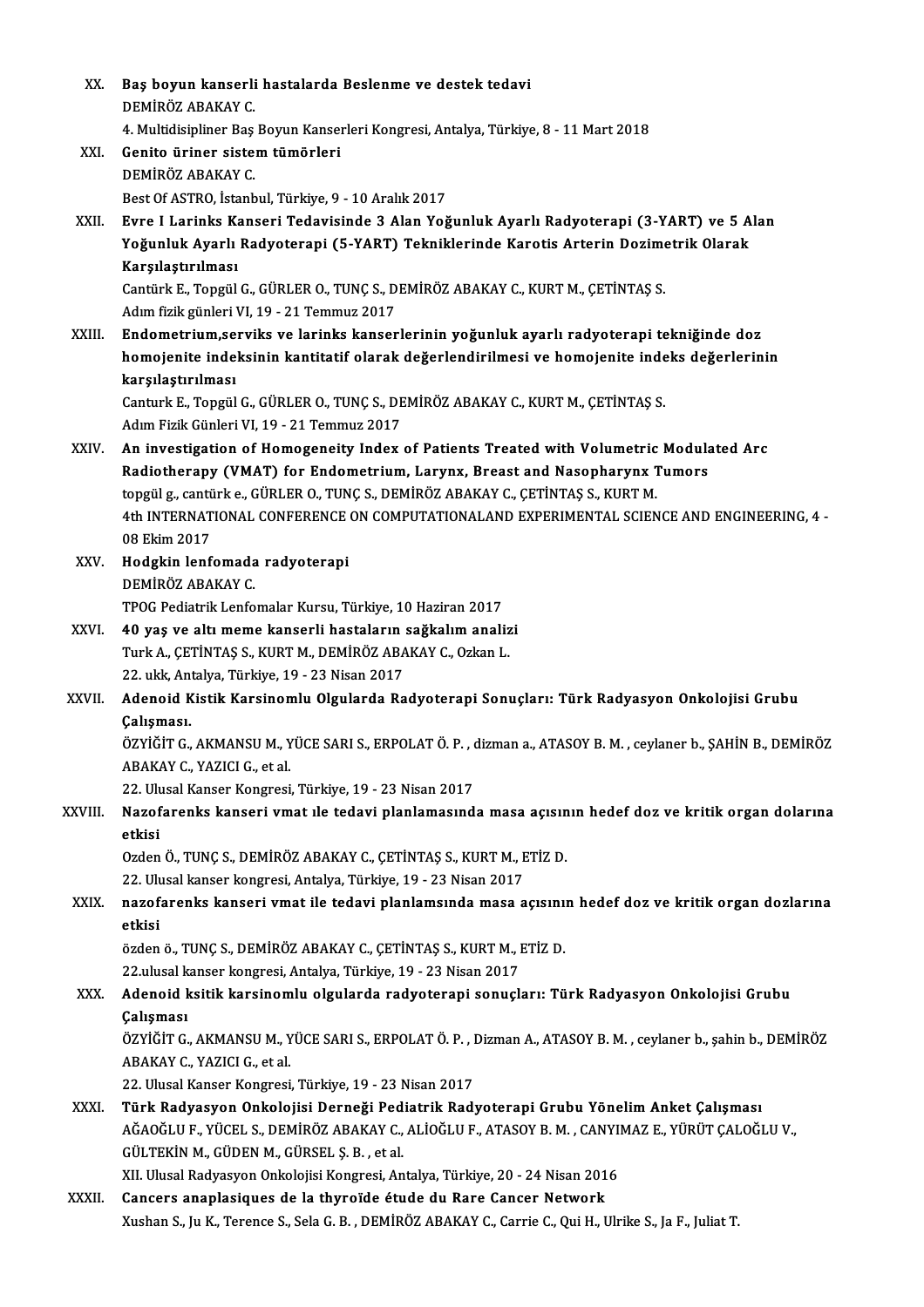XX. **Baş boyun kanserli hastalarda Beslenme ve destek tedavi**
DEMİRÖZ ABAKAY C.
4. Multidisipliner Baş Boyun Kanserleri Kongresi, Antalya, Türkiye, 8 - 11 Mart 2018

XXI. **Genito üriner sistem tümörleri**
DEMİRÖZ ABAKAY C.
Best Of ASTRO, İstanbul, Türkiye, 9 - 10 Aralık 2017

XXII. **Evre I Larinks Kanseri Tedavisinde 3 Alan Yoğunluk Ayarlı Radyoterapi (3-YART) ve 5 Alan Yoğunluk Ayarlı Radyoterapi (5-YART) Tekniklerinde Karotis Arterin Dozimetrik Olarak Karşılaştırılması**
Cantürk E., Topgül G., GÜRLER O., TUNÇ S., DEMİRÖZ ABAKAY C., KURT M., ÇETİNTAŞ S.
Adım fizik günleri VI, 19 - 21 Temmuz 2017

XXIII. **Endometrium,serviks ve larinks kanserlerinin yoğunluk ayarlı radyoterapi tekniğinde doz homojenite indeksinin kantitatif olarak değerlendirilmesi ve homojenite indeks değerlerinin karşılaştırılması**
Canturk E., Topgül G., GÜRLER O., TUNÇ S., DEMİRÖZ ABAKAY C., KURT M., ÇETİNTAŞ S.
Adım Fizik Günleri VI, 19 - 21 Temmuz 2017

XXIV. **An investigation of Homogeneity Index of Patients Treated with Volumetric Modulated Arc Radiotherapy (VMAT) for Endometrium, Larynx, Breast and Nasopharynx Tumors**
topgül g., cantürk e., GÜRLER O., TUNÇ S., DEMİRÖZ ABAKAY C., ÇETİNTAŞ S., KURT M.
4th INTERNATIONAL CONFERENCE ON COMPUTATIONALAND EXPERIMENTAL SCIENCE AND ENGINEERING, 4 - 08 Ekim 2017

XXV. **Hodgkin lenfomada radyoterapi**
DEMİRÖZ ABAKAY C.
TPOG Pediatrik Lenfomalar Kursu, Türkiye, 10 Haziran 2017

XXVI. **40 yaş ve altı meme kanserli hastaların sağkalım analizi**
Turk A., ÇETİNTAŞ S., KURT M., DEMİRÖZ ABAKAY C., Ozkan L.
22. ukk, Antalya, Türkiye, 19 - 23 Nisan 2017

XXVII. **Adenoid Kistik Karsinomlu Olgularda Radyoterapi Sonuçları: Türk Radyasyon Onkolojisi Grubu Çalışması.**
ÖZYİĞİT G., AKMANSU M., YÜCE SARI S., ERPOLAT Ö. P. , dizman a., ATASOY B. M. , ceylaner b., ŞAHİN B., DEMİRÖZ ABAKAY C., YAZICI G., et al.
22. Ulusal Kanser Kongresi, Türkiye, 19 - 23 Nisan 2017

XXVIII. **Nazofarenks kanseri vmat ıle tedavi planlamasında masa açısının hedef doz ve kritik organ dolarına etkisi**
Ozden Ö., TUNÇ S., DEMİRÖZ ABAKAY C., ÇETİNTAŞ S., KURT M., ETİZ D.
22. Ulusal kanser kongresi, Antalya, Türkiye, 19 - 23 Nisan 2017

XXIX. **nazofarenks kanseri vmat ile tedavi planlamsında masa açısının hedef doz ve kritik organ dozlarına etkisi**
özden ö., TUNÇ S., DEMİRÖZ ABAKAY C., ÇETİNTAŞ S., KURT M., ETİZ D.
22.ulusal kanser kongresi, Antalya, Türkiye, 19 - 23 Nisan 2017

XXX. **Adenoid ksitik karsinomlu olgularda radyoterapi sonuçları: Türk Radyasyon Onkolojisi Grubu Çalışması**
ÖZYİĞİT G., AKMANSU M., YÜCE SARI S., ERPOLAT Ö. P. , Dizman A., ATASOY B. M. , ceylaner b., şahin b., DEMİRÖZ ABAKAY C., YAZICI G., et al.
22. Ulusal Kanser Kongresi, Türkiye, 19 - 23 Nisan 2017

XXXI. **Türk Radyasyon Onkolojisi Derneği Pediatrik Radyoterapi Grubu Yönelim Anket Çalışması**
AĞAOĞLU F., YÜCEL S., DEMİRÖZ ABAKAY C., ALİOĞLU F., ATASOY B. M. , CANYIMAZ E., YÜRÜT ÇALOĞLU V., GÜLTEKİN M., GÜDEN M., GÜRSEL Ş. B. , et al.
XII. Ulusal Radyasyon Onkolojisi Kongresi, Antalya, Türkiye, 20 - 24 Nisan 2016

XXXII. **Cancers anaplasiques de la thyroïde étude du Rare Cancer Network**
Xushan S., Ju K., Terence S., Sela G. B. , DEMİRÖZ ABAKAY C., Carrie C., Qui H., Ulrike S., Ja F., Juliat T.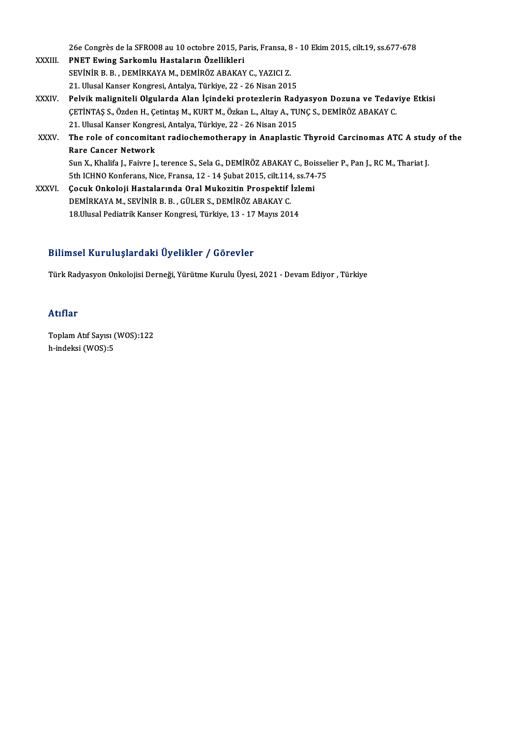26e Congrès de la SFRO08 au 10 octobre 2015, Paris, Fransa, 8 - 10 Ekim 2015, cilt.19, ss.677-678

XXXIII. **PNET Ewing Sarkomlu Hastaların Özellikleri**
SEVİNİR B. B. , DEMİRKAYA M., DEMİRÖZ ABAKAY C., YAZICI Z.
21. Ulusal Kanser Kongresi, Antalya, Türkiye, 22 - 26 Nisan 2015

XXXIV. **Pelvik maligniteli Olgularda Alan İçindeki protezlerin Radyasyon Dozuna ve Tedaviye Etkisi**
ÇETİNTAŞ S., Özden H., Çetintaş M., KURT M., Özkan L., Altay A., TUNÇ S., DEMİRÖZ ABAKAY C.
21. Ulusal Kanser Kongresi, Antalya, Türkiye, 22 - 26 Nisan 2015

XXXV. **The role of concomitant radiochemotherapy in Anaplastic Thyroid Carcinomas ATC A study of the Rare Cancer Network**
Sun X., Khalifa J., Faivre J., terence S., Sela G., DEMİRÖZ ABAKAY C., Boisselier P., Pan J., RC M., Thariat J.
5th ICHNO Konferans, Nice, Fransa, 12 - 14 Şubat 2015, cilt.114, ss.74-75

XXXVI. **Çocuk Onkoloji Hastalarında Oral Mukozitin Prospektif İzlemi**
DEMİRKAYA M., SEVİNİR B. B. , GÜLER S., DEMİRÖZ ABAKAY C.
18.Ulusal Pediatrik Kanser Kongresi, Türkiye, 13 - 17 Mayıs 2014

## Bilimsel Kuruluşlardaki Üyelikler / Görevler

Türk Radyasyon Onkolojisi Derneği, Yürütme Kurulu Üyesi, 2021 - Devam Ediyor , Türkiye

## Atıflar

Toplam Atıf Sayısı (WOS):122
h-indeksi (WOS):5